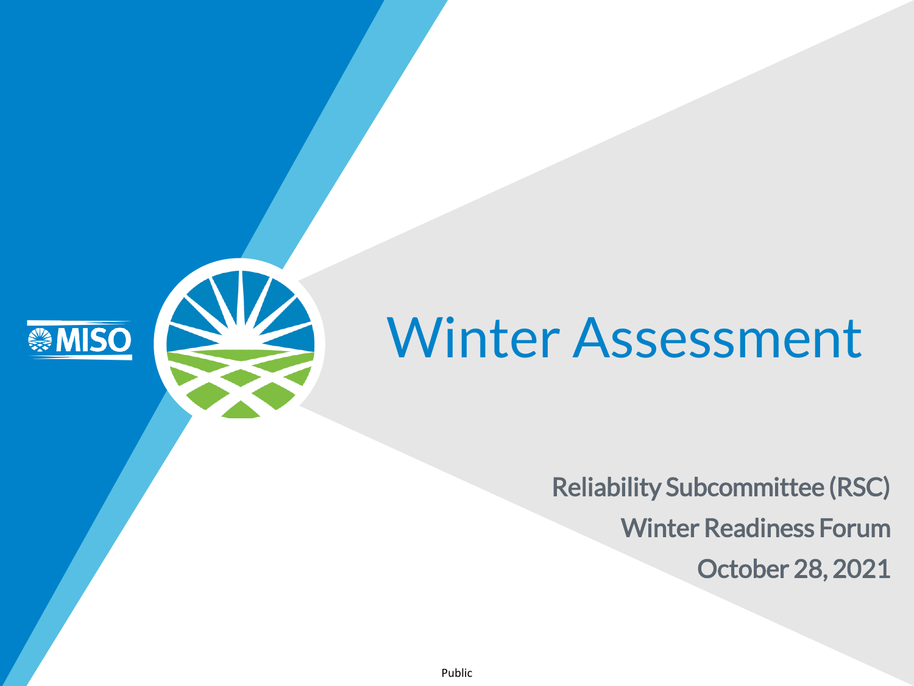MISO

# Winter Assessment

Reliability Subcommittee (RSC)

Winter Readiness Forum

October 28, 2021

Public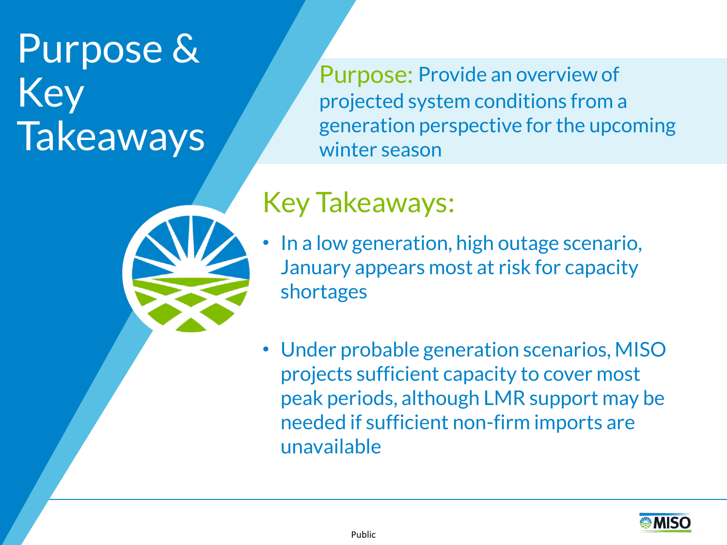# Purpose & Key Takeaways

**Purpose:** Provide an overview of projected system conditions from a generation perspective for the upcoming winter season

## Key Takeaways:

- In a low generation, high outage scenario, January appears most at risk for capacity shortages
- Under probable generation scenarios, MISO projects sufficient capacity to cover most peak periods, although LMR support may be needed if sufficient non-firm imports are unavailable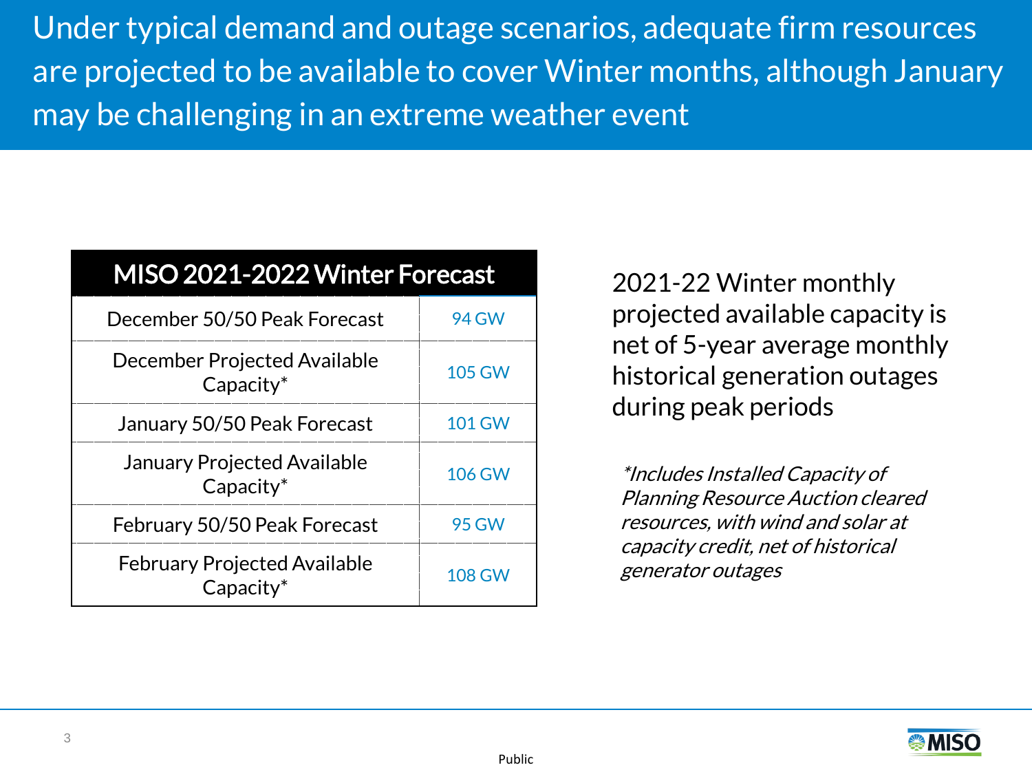# Under typical demand and outage scenarios, adequate firm resources are projected to be available to cover Winter months, although January may be challenging in an extreme weather event

| MISO 2021-2022 Winter Forecast | |
|---|---|
| December 50/50 Peak Forecast | 94 GW |
| December Projected Available Capacity* | 105 GW |
| January 50/50 Peak Forecast | 101 GW |
| January Projected Available Capacity* | 106 GW |
| February 50/50 Peak Forecast | 95 GW |
| February Projected Available Capacity* | 108 GW |

2021-22 Winter monthly projected available capacity is net of 5-year average monthly historical generation outages during peak periods

*\*Includes Installed Capacity of Planning Resource Auction cleared resources, with wind and solar at capacity credit, net of historical generator outages*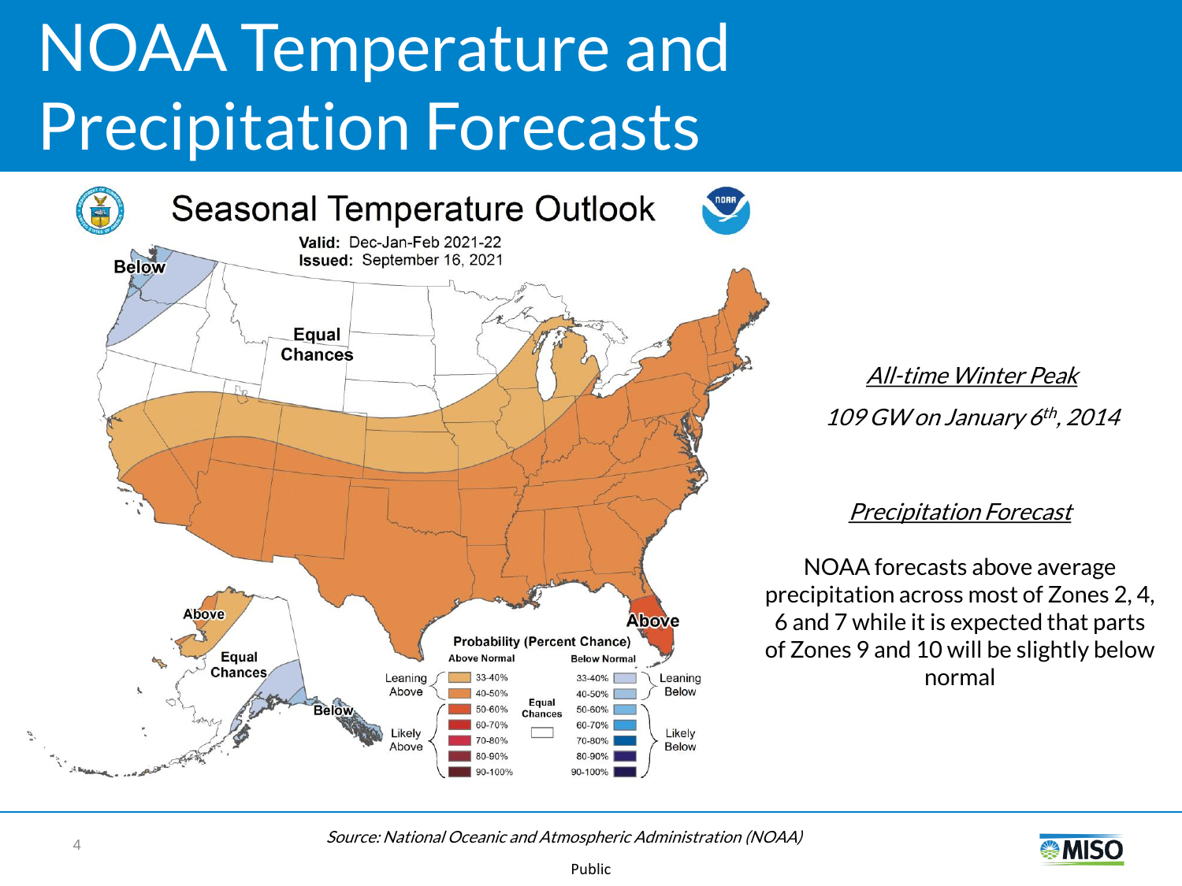# NOAA Temperature and Precipitation Forecasts

## Seasonal Temperature Outlook

**Valid:** Dec-Jan-Feb 2021-22
**Issued:** September 16, 2021

Below

Equal Chances

Above

Above

Equal Chances

Below

**Probability (Percent Chance)**

| | Above Normal | | Below Normal | |
|---|---|---|---|---|
| Leaning Above | 33-40% | Equal Chances | 33-40% | Leaning Below |
| | 40-50% | | 40-50% | |
| Likely Above | 50-60% | | 50-60% | Likely Below |
| | 60-70% | | 60-70% | |
| | 70-80% | | 70-80% | |
| | 80-90% | | 80-90% | |
| | 90-100% | | 90-100% | |

*All-time Winter Peak*

*109 GW on January 6th, 2014*

*Precipitation Forecast*

NOAA forecasts above average precipitation across most of Zones 2, 4, 6 and 7 while it is expected that parts of Zones 9 and 10 will be slightly below normal

*Source: National Oceanic and Atmospheric Administration (NOAA)*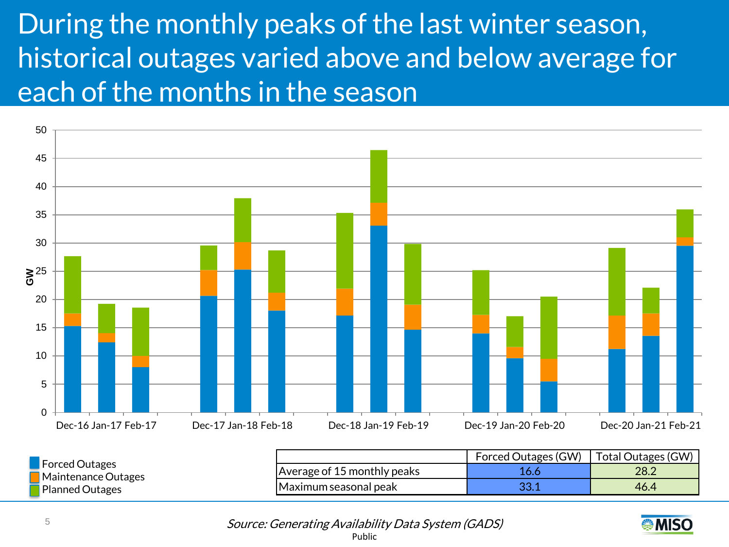# During the monthly peaks of the last winter season, historical outages varied above and below average for each of the months in the season

| | Forced Outages (GW) | Total Outages (GW) |
|---|---|---|
| Average of 15 monthly peaks | 16.6 | 28.2 |
| Maximum seasonal peak | 33.1 | 46.4 |

*Source: Generating Availability Data System (GADS)*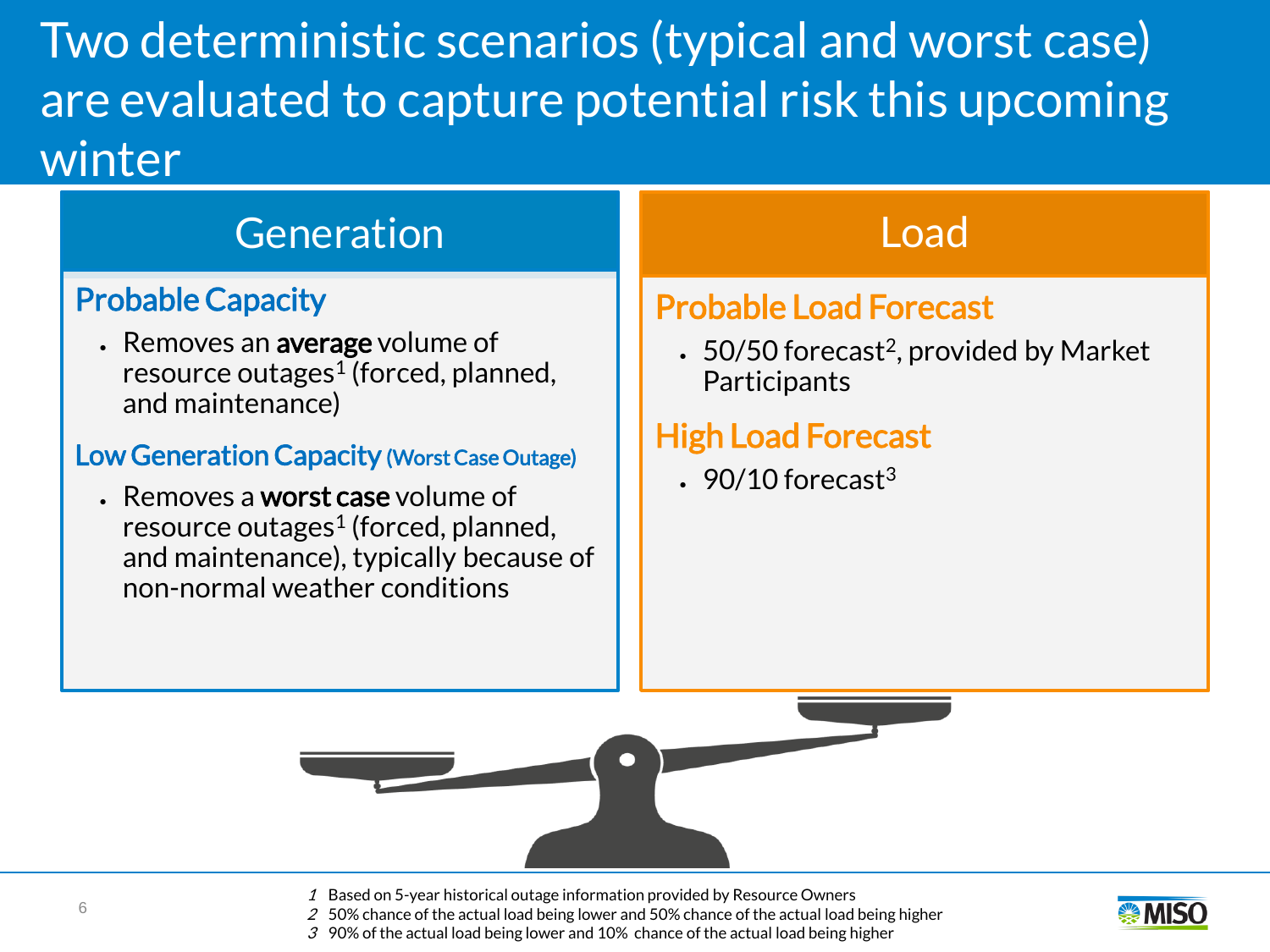# Two deterministic scenarios (typical and worst case) are evaluated to capture potential risk this upcoming winter

## Generation

### Probable Capacity

- Removes an **average** volume of resource outages[1] (forced, planned, and maintenance)

### Low Generation Capacity (Worst Case Outage)

- Removes a **worst case** volume of resource outages[1] (forced, planned, and maintenance), typically because of non-normal weather conditions

## Load

### Probable Load Forecast

- 50/50 forecast[2], provided by Market Participants

### High Load Forecast

- 90/10 forecast[3]

---

1 Based on 5-year historical outage information provided by Resource Owners
2 50% chance of the actual load being lower and 50% chance of the actual load being higher
3 90% of the actual load being lower and 10% chance of the actual load being higher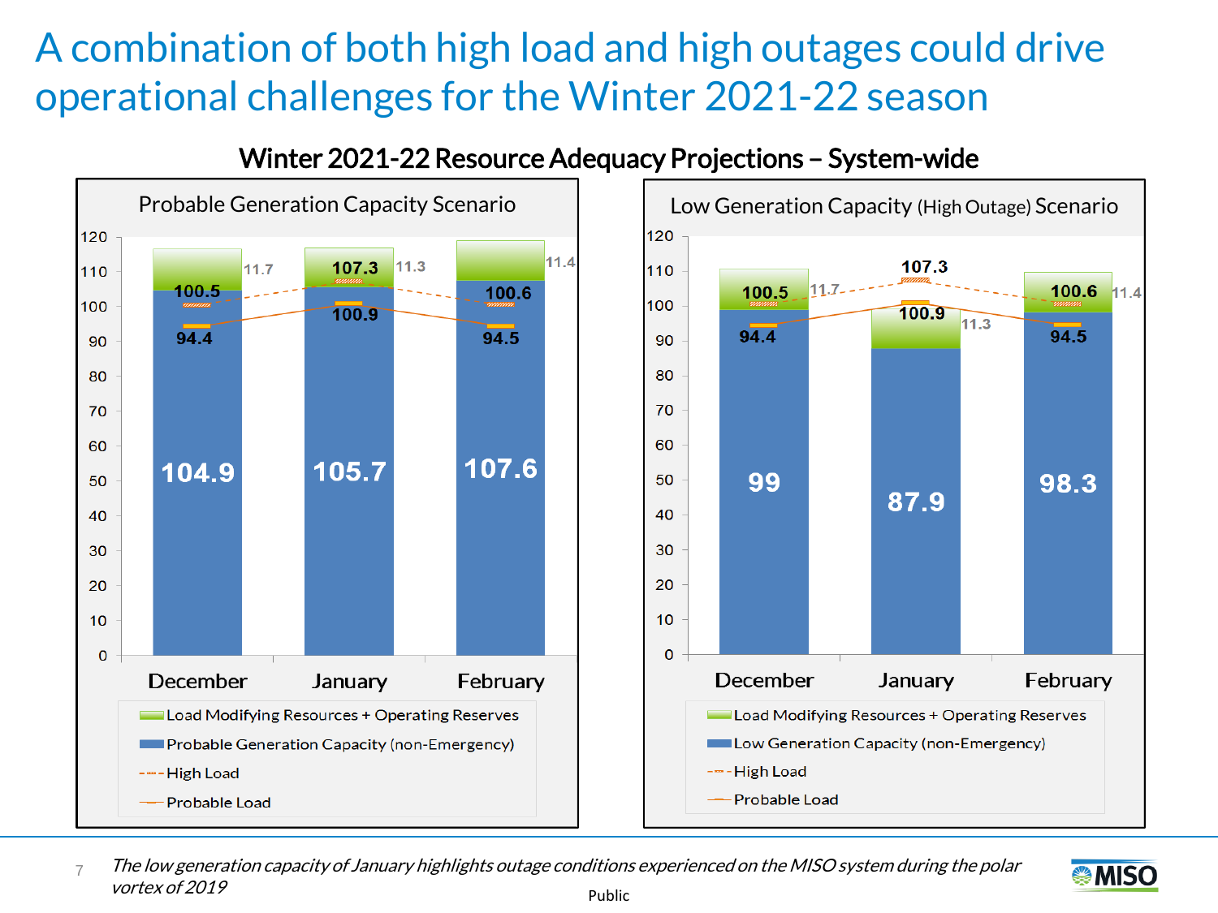# A combination of both high load and high outages could drive operational challenges for the Winter 2021-22 season

## Winter 2021-22 Resource Adequacy Projections – System-wide

### Probable Generation Capacity Scenario

| | December | January | February |
|---|---|---|---|
| Probable Generation Capacity (non-Emergency) | 104.9 | 105.7 | 107.6 |
| Load Modifying Resources + Operating Reserves | 11.7 | 11.3 | 11.4 |
| High Load | 100.5 | 107.3 | 100.6 |
| Probable Load | 94.4 | 100.9 | 94.5 |

### Low Generation Capacity (High Outage) Scenario

| | December | January | February |
|---|---|---|---|
| Low Generation Capacity (non-Emergency) | 99 | 87.9 | 98.3 |
| Load Modifying Resources + Operating Reserves | 11.7 | 11.3 | 11.4 |
| High Load | 100.5 | 107.3 | 100.6 |
| Probable Load | 94.4 | 100.9 | 94.5 |

*The low generation capacity of January highlights outage conditions experienced on the MISO system during the polar vortex of 2019*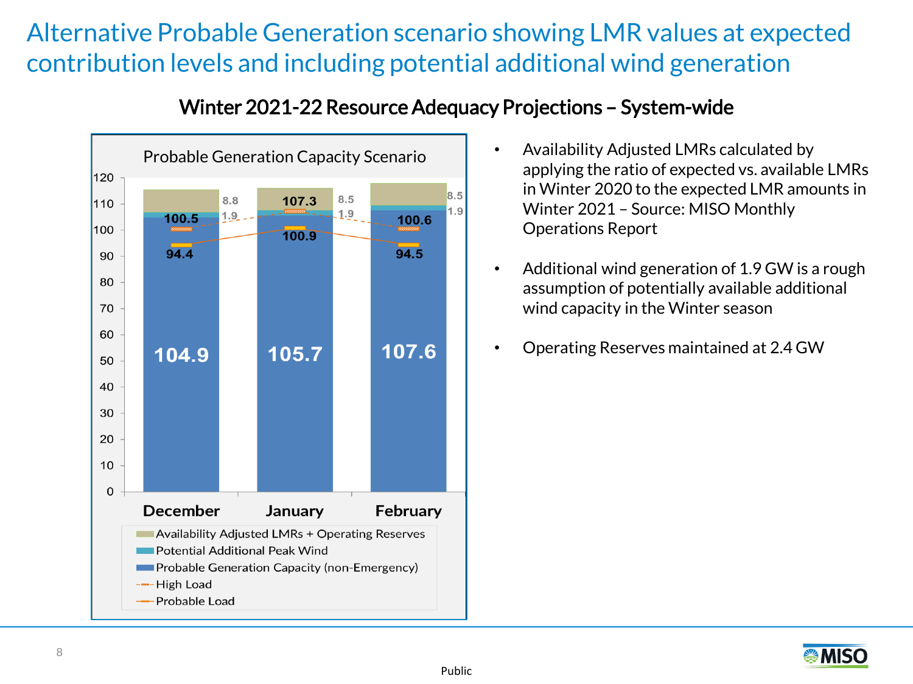# Alternative Probable Generation scenario showing LMR values at expected contribution levels and including potential additional wind generation

## Winter 2021-22 Resource Adequacy Projections – System-wide

**Probable Generation Capacity Scenario**

| | December | January | February |
|---|---|---|---|
| Probable Generation Capacity (non-Emergency) | 104.9 | 105.7 | 107.6 |
| Potential Additional Peak Wind | 1.9 | 1.9 | 1.9 |
| Availability Adjusted LMRs + Operating Reserves | 8.8 | 8.5 | 8.5 |
| High Load | 100.5 | 107.3 | 100.6 |
| Probable Load | 94.4 | 100.9 | 94.5 |

- Availability Adjusted LMRs calculated by applying the ratio of expected vs. available LMRs in Winter 2020 to the expected LMR amounts in Winter 2021 – Source: MISO Monthly Operations Report
- Additional wind generation of 1.9 GW is a rough assumption of potentially available additional wind capacity in the Winter season
- Operating Reserves maintained at 2.4 GW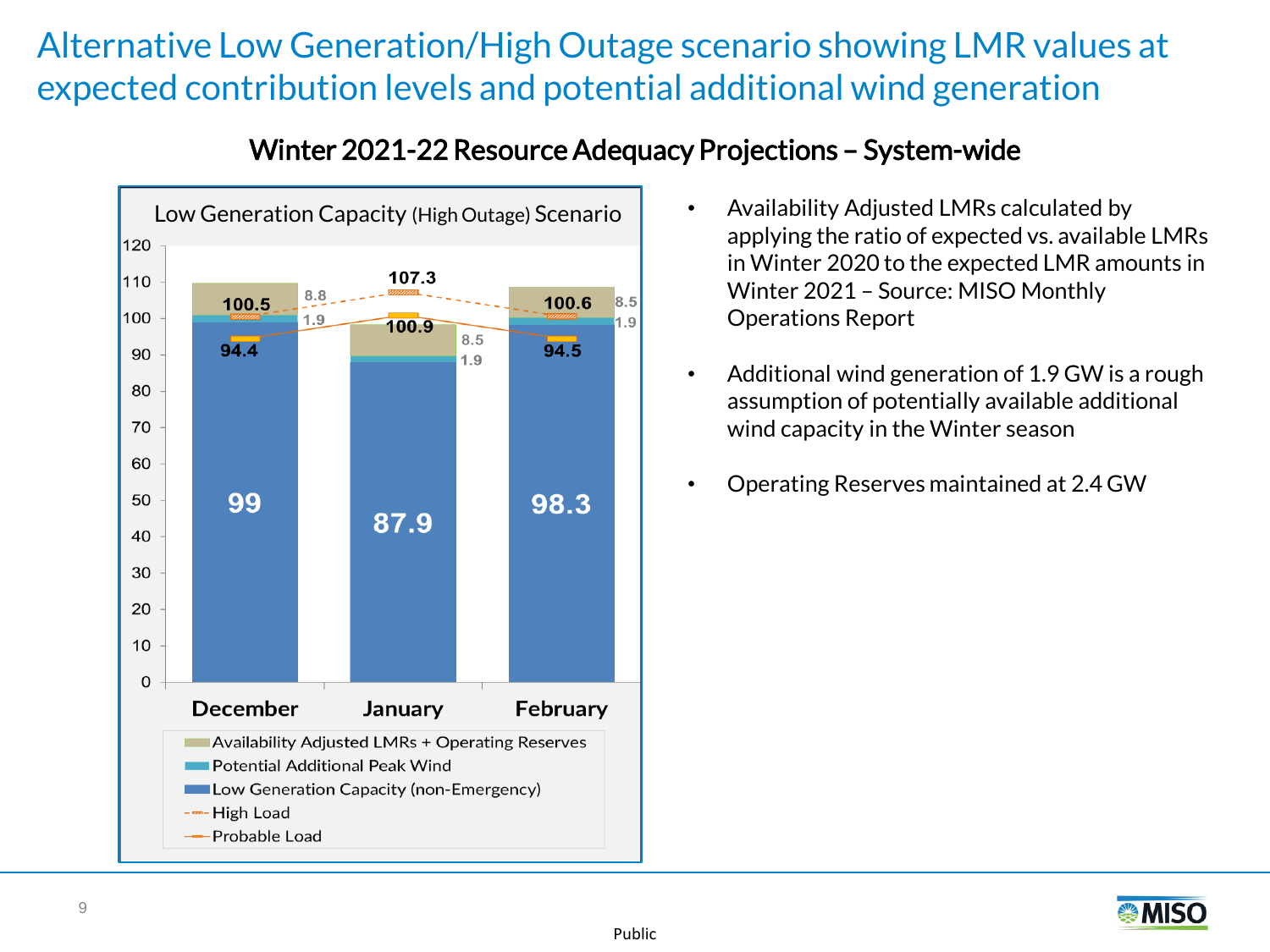# Alternative Low Generation/High Outage scenario showing LMR values at expected contribution levels and potential additional wind generation

## Winter 2021-22 Resource Adequacy Projections – System-wide

**Low Generation Capacity (High Outage) Scenario**

| | December | January | February |
|---|---|---|---|
| Low Generation Capacity (non-Emergency) | 99 | 87.9 | 98.3 |
| Potential Additional Peak Wind | 1.9 | 1.9 | 1.9 |
| Availability Adjusted LMRs + Operating Reserves | 8.8 | 8.5 | 8.5 |
| High Load | 100.5 | 107.3 | 100.6 |
| Probable Load | 94.4 | 100.9 | 94.5 |

- Availability Adjusted LMRs calculated by applying the ratio of expected vs. available LMRs in Winter 2020 to the expected LMR amounts in Winter 2021 – Source: MISO Monthly Operations Report
- Additional wind generation of 1.9 GW is a rough assumption of potentially available additional wind capacity in the Winter season
- Operating Reserves maintained at 2.4 GW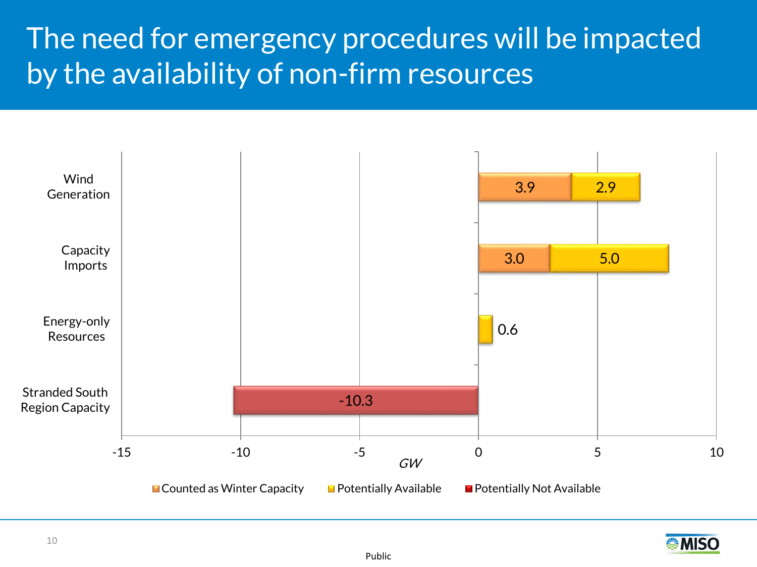# The need for emergency procedures will be impacted by the availability of non-firm resources

| Category | Counted as Winter Capacity (GW) | Potentially Available (GW) | Potentially Not Available (GW) |
|---|---|---|---|
| Wind Generation | 3.9 | 2.9 | |
| Capacity Imports | 3.0 | 5.0 | |
| Energy-only Resources | | 0.6 | |
| Stranded South Region Capacity | | | -10.3 |

*GW*

Public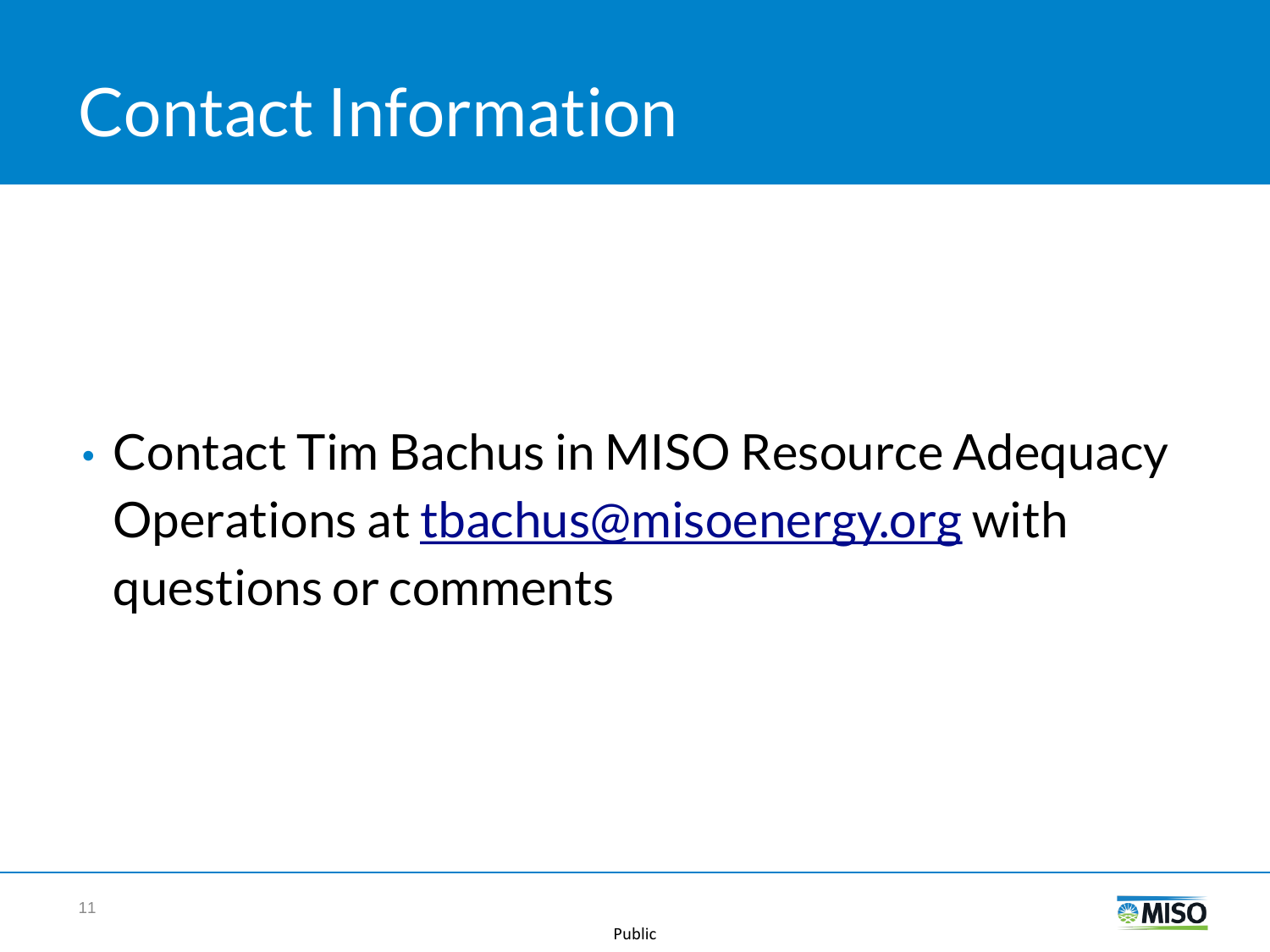# Contact Information

- Contact Tim Bachus in MISO Resource Adequacy Operations at tbachus@misoenergy.org with questions or comments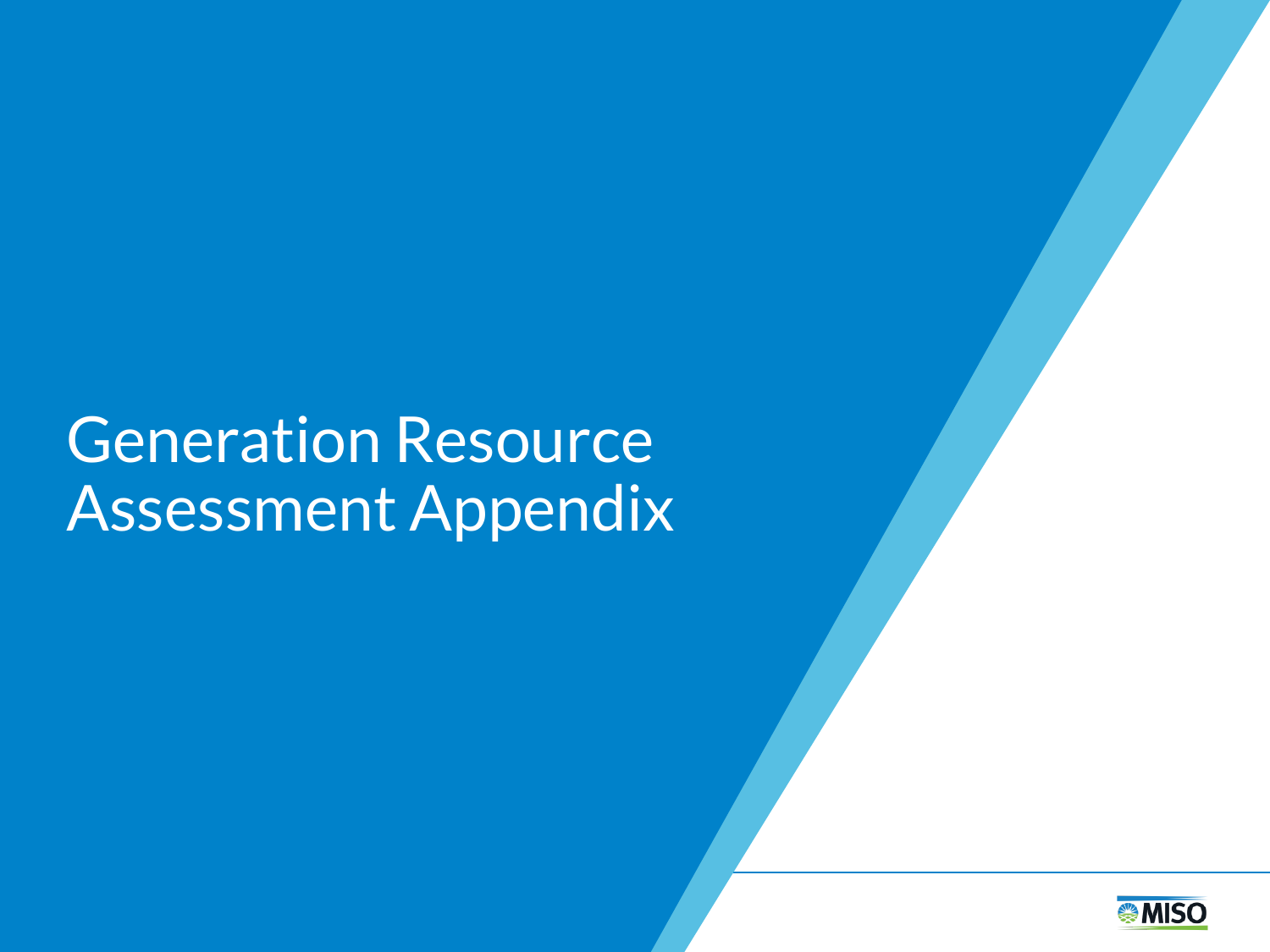# Generation Resource Assessment Appendix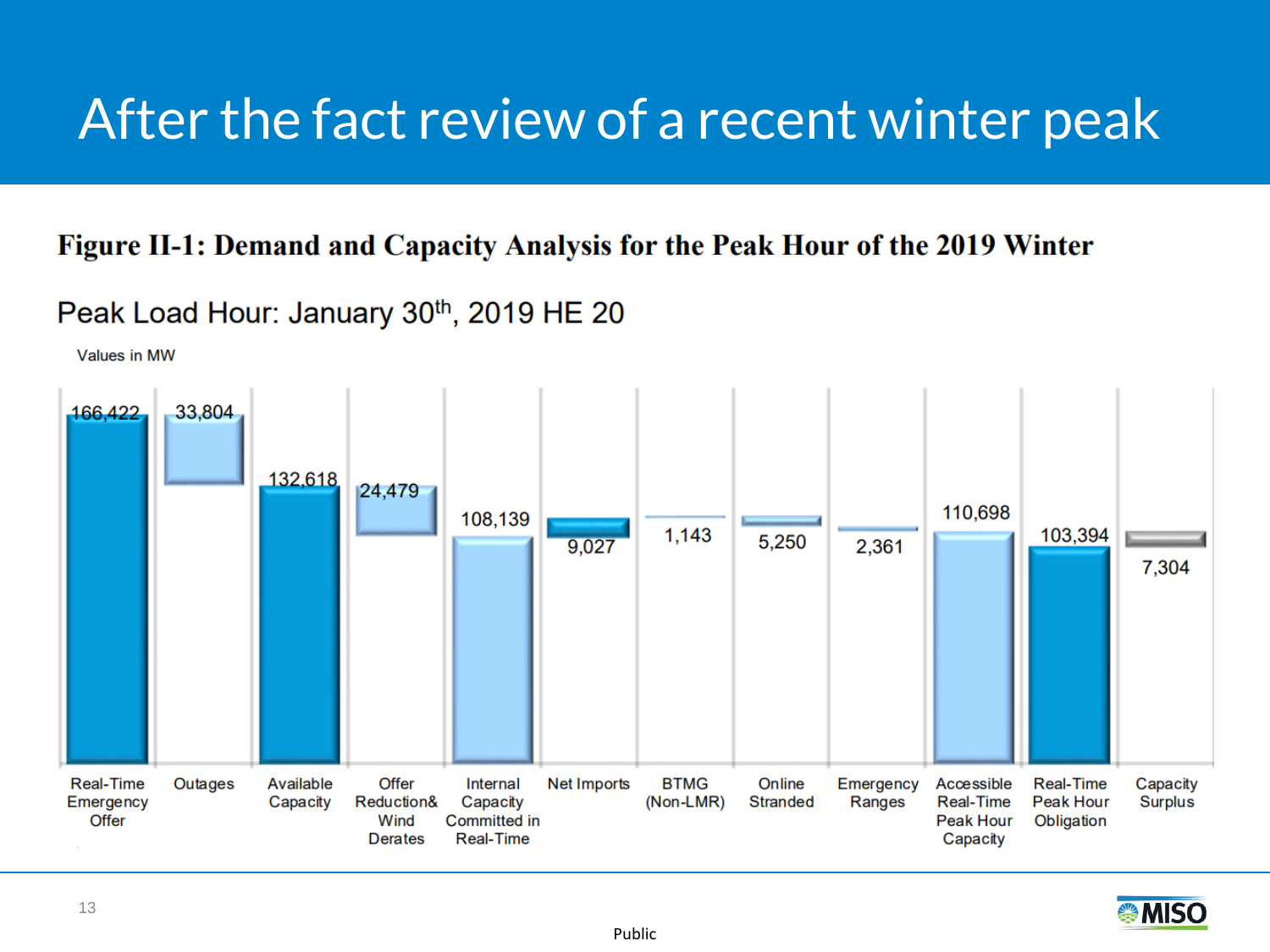# After the fact review of a recent winter peak

**Figure II-1: Demand and Capacity Analysis for the Peak Hour of the 2019 Winter**

Peak Load Hour: January 30th, 2019 HE 20

Values in MW

| Real-Time Emergency Offer | Outages | Available Capacity | Offer Reduction& Wind Derates | Internal Capacity Committed in Real-Time | Net Imports | BTMG (Non-LMR) | Online Stranded | Emergency Ranges | Accessible Real-Time Peak Hour Capacity | Real-Time Peak Hour Obligation | Capacity Surplus |
|---|---|---|---|---|---|---|---|---|---|---|---|
| 166,422 | 33,804 | 132,618 | 24,479 | 108,139 | 9,027 | 1,143 | 5,250 | 2,361 | 110,698 | 103,394 | 7,304 |

Public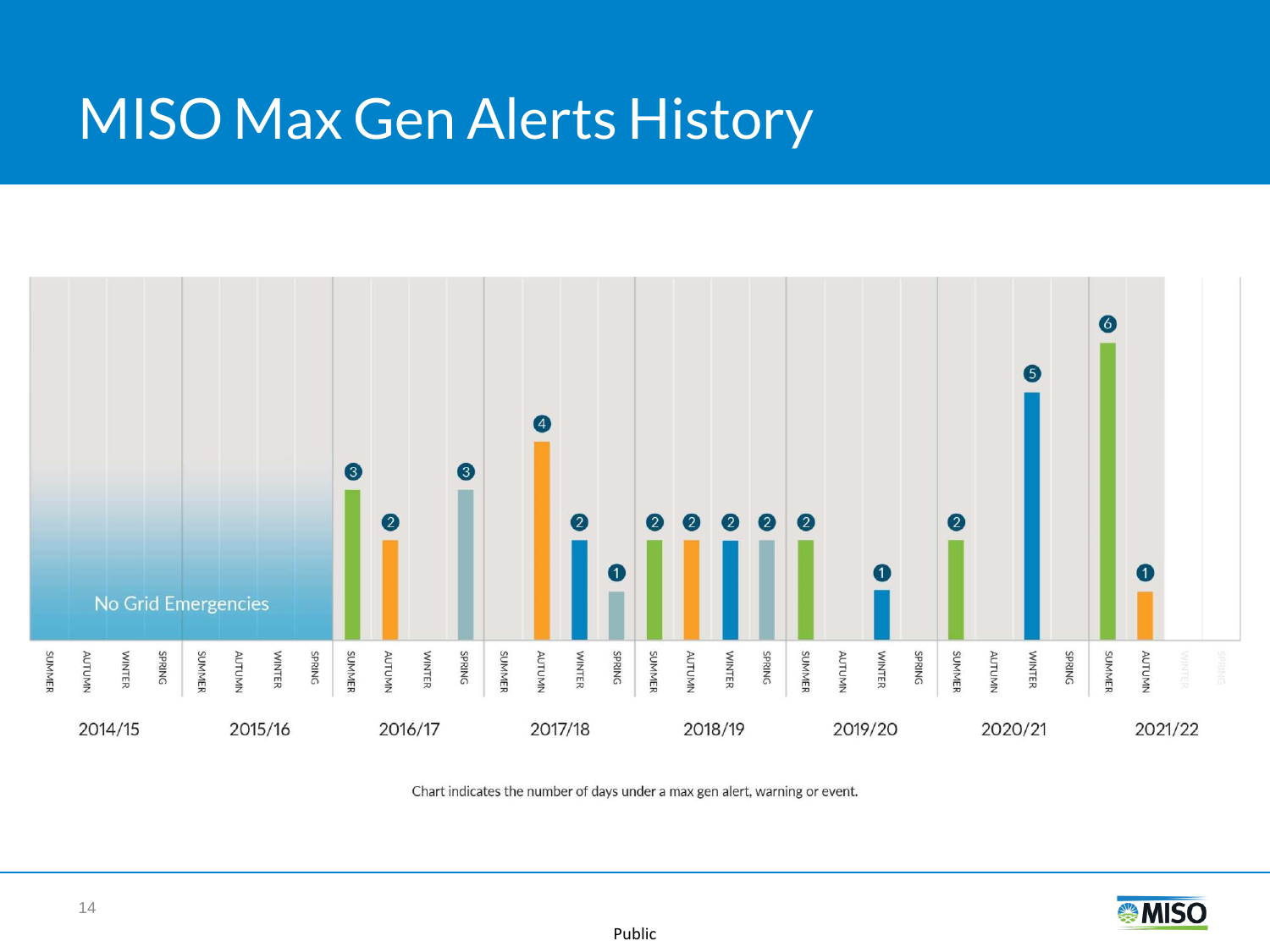# MISO Max Gen Alerts History

| Year | Season | Days |
|---|---|---|
| 2014/15 | SUMMER | |
| | AUTUMN | |
| | WINTER | |
| | SPRING | |
| 2015/16 | SUMMER | |
| | AUTUMN | |
| | WINTER | |
| | SPRING | |
| 2016/17 | SUMMER | 3 |
| | AUTUMN | 2 |
| | WINTER | |
| | SPRING | 3 |
| 2017/18 | SUMMER | |
| | AUTUMN | 4 |
| | WINTER | 2 |
| | SPRING | 1 |
| 2018/19 | SUMMER | 2 |
| | AUTUMN | 2 |
| | WINTER | 2 |
| | SPRING | 2 |
| 2019/20 | SUMMER | 2 |
| | AUTUMN | |
| | WINTER | 1 |
| | SPRING | |
| 2020/21 | SUMMER | 2 |
| | AUTUMN | |
| | WINTER | 5 |
| | SPRING | |
| 2021/22 | SUMMER | 6 |
| | AUTUMN | 1 |
| | WINTER | |
| | SPRING | |

No Grid Emergencies (2014/15 – 2015/16)

Chart indicates the number of days under a max gen alert, warning or event.

Public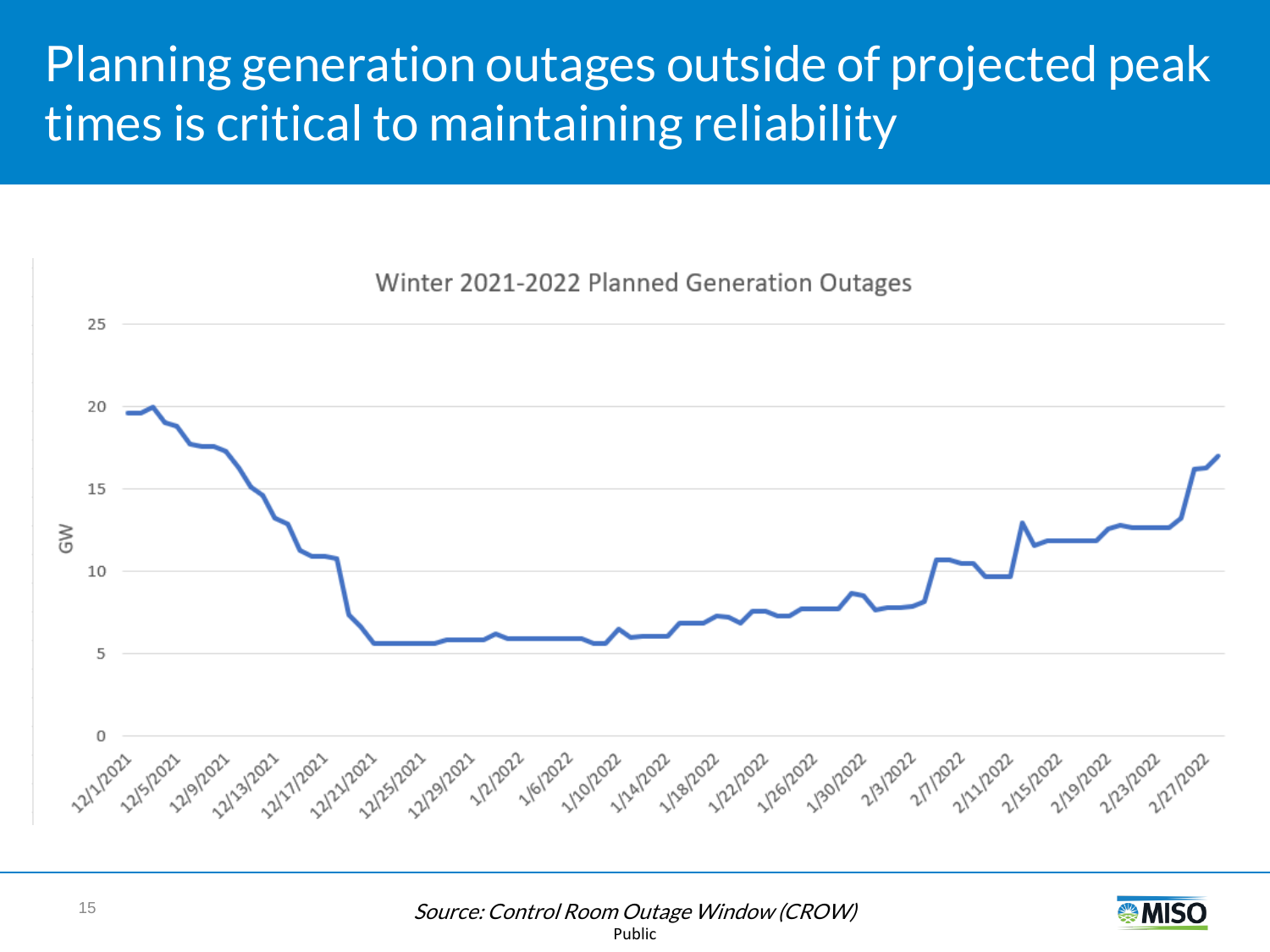# Planning generation outages outside of projected peak times is critical to maintaining reliability

Winter 2021-2022 Planned Generation Outages

GW

25
20
15
10
5
0

12/1/2021
12/5/2021
12/9/2021
12/13/2021
12/17/2021
12/21/2021
12/25/2021
12/29/2021
1/2/2022
1/6/2022
1/10/2022
1/14/2022
1/18/2022
1/22/2022
1/26/2022
1/30/2022
2/3/2022
2/7/2022
2/11/2022
2/15/2022
2/19/2022
2/23/2022
2/27/2022

*Source: Control Room Outage Window (CROW)*

Public